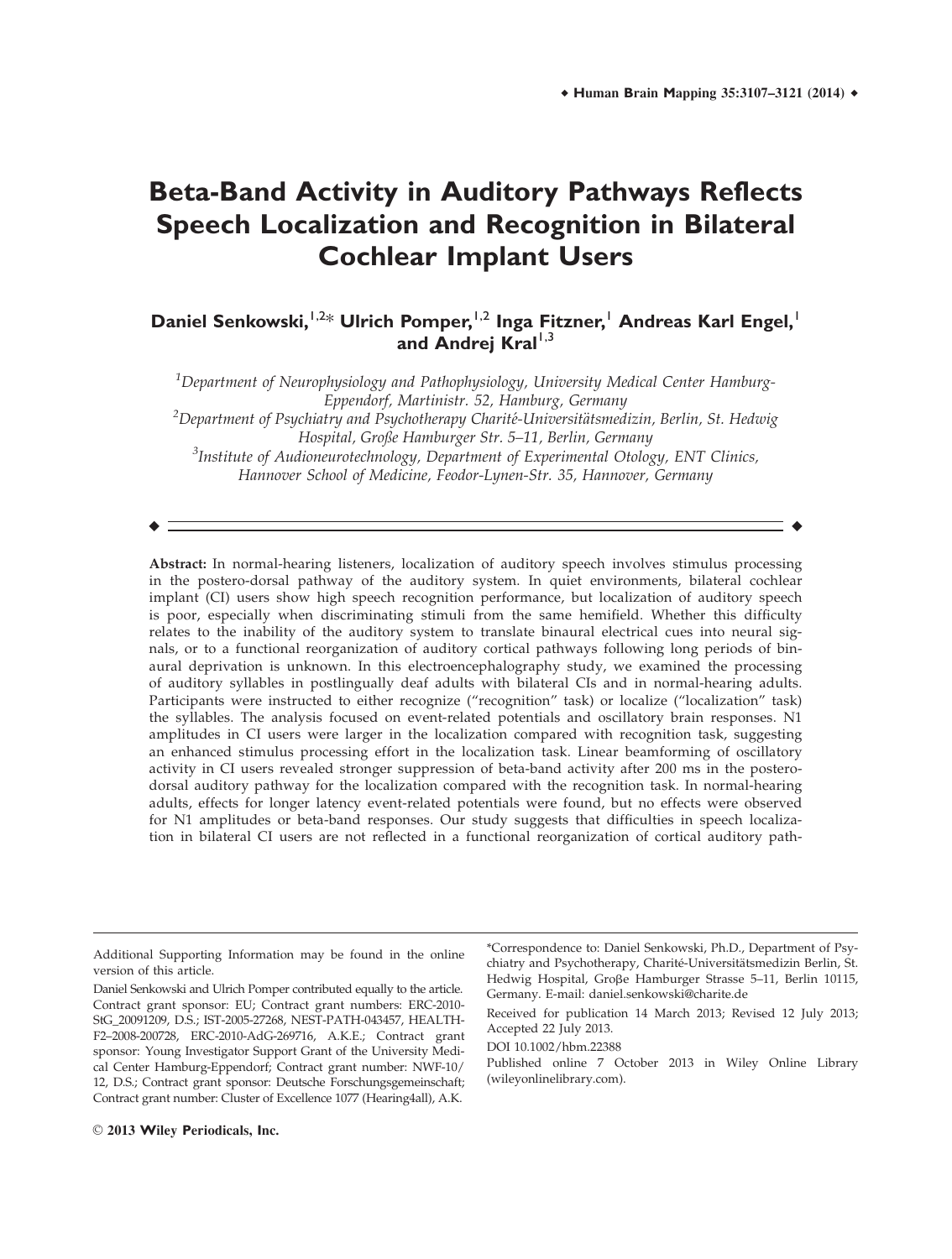# Beta-Band Activity in Auditory Pathways Reflects Speech Localization and Recognition in Bilateral Cochlear Implant Users

**Daniel Senkowski,[1,2]* Ulrich Pomper,[1,2] Inga Fitzner,[1] Andreas Karl Engel,[1] and Andrej Kral[1,3]**

[1]*Department of Neurophysiology and Pathophysiology, University Medical Center Hamburg-Eppendorf, Martinistr. 52, Hamburg, Germany*

[2]*Department of Psychiatry and Psychotherapy Charité-Universitätsmedizin, Berlin, St. Hedwig Hospital, Große Hamburger Str. 5–11, Berlin, Germany*

[3]*Institute of Audioneurotechnology, Department of Experimental Otology, ENT Clinics, Hannover School of Medicine, Feodor-Lynen-Str. 35, Hannover, Germany*

---

**Abstract:** In normal-hearing listeners, localization of auditory speech involves stimulus processing in the postero-dorsal pathway of the auditory system. In quiet environments, bilateral cochlear implant (CI) users show high speech recognition performance, but localization of auditory speech is poor, especially when discriminating stimuli from the same hemifield. Whether this difficulty relates to the inability of the auditory system to translate binaural electrical cues into neural signals, or to a functional reorganization of auditory cortical pathways following long periods of binaural deprivation is unknown. In this electroencephalography study, we examined the processing of auditory syllables in postlingually deaf adults with bilateral CIs and in normal-hearing adults. Participants were instructed to either recognize ("recognition" task) or localize ("localization" task) the syllables. The analysis focused on event-related potentials and oscillatory brain responses. N1 amplitudes in CI users were larger in the localization compared with recognition task, suggesting an enhanced stimulus processing effort in the localization task. Linear beamforming of oscillatory activity in CI users revealed stronger suppression of beta-band activity after 200 ms in the postero-dorsal auditory pathway for the localization compared with the recognition task. In normal-hearing adults, effects for longer latency event-related potentials were found, but no effects were observed for N1 amplitudes or beta-band responses. Our study suggests that difficulties in speech localization in bilateral CI users are not reflected in a functional reorganization of cortical auditory path-

---

Additional Supporting Information may be found in the online version of this article.

Daniel Senkowski and Ulrich Pomper contributed equally to the article.

Contract grant sponsor: EU; Contract grant numbers: ERC-2010-StG_20091209, D.S.; IST-2005-27268, NEST-PATH-043457, HEALTH-F2–2008-200728, ERC-2010-AdG-269716, A.K.E.; Contract grant sponsor: Young Investigator Support Grant of the University Medical Center Hamburg-Eppendorf; Contract grant number: NWF-10/12, D.S.; Contract grant sponsor: Deutsche Forschungsgemeinschaft; Contract grant number: Cluster of Excellence 1077 (Hearing4all), A.K.

*Correspondence to: Daniel Senkowski, Ph.D., Department of Psychiatry and Psychotherapy, Charité-Universitätsmedizin Berlin, St. Hedwig Hospital, Große Hamburger Strasse 5–11, Berlin 10115, Germany. E-mail: daniel.senkowski@charite.de

Received for publication 14 March 2013; Revised 12 July 2013; Accepted 22 July 2013.

DOI 10.1002/hbm.22388

Published online 7 October 2013 in Wiley Online Library (wileyonlinelibrary.com).

© 2013 Wiley Periodicals, Inc.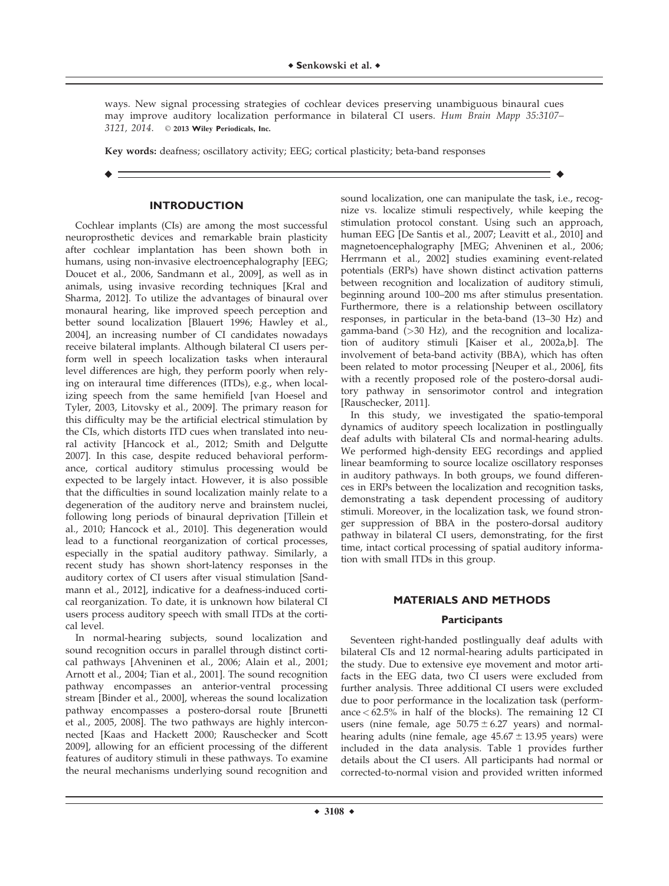ways. New signal processing strategies of cochlear devices preserving unambiguous binaural cues may improve auditory localization performance in bilateral CI users. *Hum Brain Mapp 35:3107–3121, 2014.* © **2013 Wiley Periodicals, Inc.**

**Key words:** deafness; oscillatory activity; EEG; cortical plasticity; beta-band responses

## INTRODUCTION

Cochlear implants (CIs) are among the most successful neuroprosthetic devices and remarkable brain plasticity after cochlear implantation has been shown both in humans, using non-invasive electroencephalography [EEG; Doucet et al., 2006, Sandmann et al., 2009], as well as in animals, using invasive recording techniques [Kral and Sharma, 2012]. To utilize the advantages of binaural over monaural hearing, like improved speech perception and better sound localization [Blauert 1996; Hawley et al., 2004], an increasing number of CI candidates nowadays receive bilateral implants. Although bilateral CI users perform well in speech localization tasks when interaural level differences are high, they perform poorly when relying on interaural time differences (ITDs), e.g., when localizing speech from the same hemifield [van Hoesel and Tyler, 2003, Litovsky et al., 2009]. The primary reason for this difficulty may be the artificial electrical stimulation by the CIs, which distorts ITD cues when translated into neural activity [Hancock et al., 2012; Smith and Delgutte 2007]. In this case, despite reduced behavioral performance, cortical auditory stimulus processing would be expected to be largely intact. However, it is also possible that the difficulties in sound localization mainly relate to a degeneration of the auditory nerve and brainstem nuclei, following long periods of binaural deprivation [Tillein et al., 2010; Hancock et al., 2010]. This degeneration would lead to a functional reorganization of cortical processes, especially in the spatial auditory pathway. Similarly, a recent study has shown short-latency responses in the auditory cortex of CI users after visual stimulation [Sandmann et al., 2012], indicative for a deafness-induced cortical reorganization. To date, it is unknown how bilateral CI users process auditory speech with small ITDs at the cortical level.

In normal-hearing subjects, sound localization and sound recognition occur in parallel through distinct cortical pathways [Ahveninen et al., 2006; Alain et al., 2001; Arnott et al., 2004; Tian et al., 2001]. The sound recognition pathway encompasses an anterior-ventral processing stream [Binder et al., 2000], whereas the sound localization pathway encompasses a postero-dorsal route [Brunetti et al., 2005, 2008]. The two pathways are highly interconnected [Kaas and Hackett 2000; Rauschecker and Scott 2009], allowing for an efficient processing of the different features of auditory stimuli in these pathways. To examine the neural mechanisms underlying sound recognition and sound localization, one can manipulate the task, i.e., recognize vs. localize stimuli respectively, while keeping the stimulation protocol constant. Using such an approach, human EEG [De Santis et al., 2007; Leavitt et al., 2010] and magnetoencephalography [MEG; Ahveninen et al., 2006; Herrmann et al., 2002] studies examining event-related potentials (ERPs) have shown distinct activation patterns between recognition and localization of auditory stimuli, beginning around 100–200 ms after stimulus presentation. Furthermore, there is a relationship between oscillatory responses, in particular in the beta-band (13–30 Hz) and gamma-band (>30 Hz), and the recognition and localization of auditory stimuli [Kaiser et al., 2002a,b]. The involvement of beta-band activity (BBA), which has often been related to motor processing [Neuper et al., 2006], fits with a recently proposed role of the postero-dorsal auditory pathway in sensorimotor control and integration [Rauschecker, 2011].

In this study, we investigated the spatio-temporal dynamics of auditory speech localization in postlingually deaf adults with bilateral CIs and normal-hearing adults. We performed high-density EEG recordings and applied linear beamforming to source localize oscillatory responses in auditory pathways. In both groups, we found differences in ERPs between the localization and recognition tasks, demonstrating a task dependent processing of auditory stimuli. Moreover, in the localization task, we found stronger suppression of BBA in the postero-dorsal auditory pathway in bilateral CI users, demonstrating, for the first time, intact cortical processing of spatial auditory information with small ITDs in this group.

## MATERIALS AND METHODS

### Participants

Seventeen right-handed postlingually deaf adults with bilateral CIs and 12 normal-hearing adults participated in the study. Due to extensive eye movement and motor artifacts in the EEG data, two CI users were excluded from further analysis. Three additional CI users were excluded due to poor performance in the localization task (performance < 62.5% in half of the blocks). The remaining 12 CI users (nine female, age $50.75 \pm 6.27$ years) and normal-hearing adults (nine female, age $45.67 \pm 13.95$ years) were included in the data analysis. Table 1 provides further details about the CI users. All participants had normal or corrected-to-normal vision and provided written informed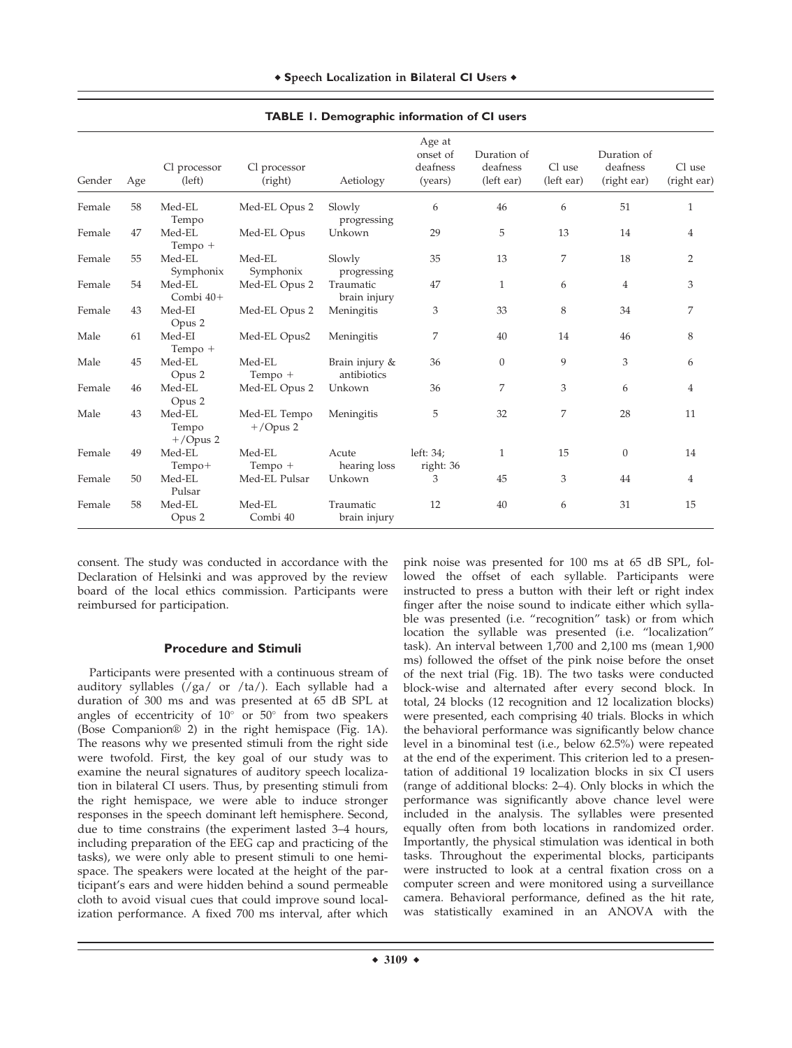**TABLE 1. Demographic information of CI users**

| Gender | Age | Cl processor (left) | Cl processor (right) | Aetiology | Age at onset of deafness (years) | Duration of deafness (left ear) | Cl use (left ear) | Duration of deafness (right ear) | Cl use (right ear) |
|---|---|---|---|---|---|---|---|---|---|
| Female | 58 | Med-EL Tempo | Med-EL Opus 2 | Slowly progressing | 6 | 46 | 6 | 51 | 1 |
| Female | 47 | Med-EL Tempo + | Med-EL Opus | Unkown | 29 | 5 | 13 | 14 | 4 |
| Female | 55 | Med-EL Symphonix | Med-EL Symphonix | Slowly progressing | 35 | 13 | 7 | 18 | 2 |
| Female | 54 | Med-EL Combi 40+ | Med-EL Opus 2 | Traumatic brain injury | 47 | 1 | 6 | 4 | 3 |
| Female | 43 | Med-EI Opus 2 | Med-EL Opus 2 | Meningitis | 3 | 33 | 8 | 34 | 7 |
| Male | 61 | Med-EI Tempo + | Med-EL Opus2 | Meningitis | 7 | 40 | 14 | 46 | 8 |
| Male | 45 | Med-EL Opus 2 | Med-EL Tempo + | Brain injury & antibiotics | 36 | 0 | 9 | 3 | 6 |
| Female | 46 | Med-EL Opus 2 | Med-EL Opus 2 | Unkown | 36 | 7 | 3 | 6 | 4 |
| Male | 43 | Med-EL Tempo +/Opus 2 | Med-EL Tempo +/Opus 2 | Meningitis | 5 | 32 | 7 | 28 | 11 |
| Female | 49 | Med-EL Tempo+ | Med-EL Tempo + | Acute hearing loss | left: 34; right: 36 | 1 | 15 | 0 | 14 |
| Female | 50 | Med-EL Pulsar | Med-EL Pulsar | Unkown | 3 | 45 | 3 | 44 | 4 |
| Female | 58 | Med-EL Opus 2 | Med-EL Combi 40 | Traumatic brain injury | 12 | 40 | 6 | 31 | 15 |

consent. The study was conducted in accordance with the Declaration of Helsinki and was approved by the review board of the local ethics commission. Participants were reimbursed for participation.

### Procedure and Stimuli

Participants were presented with a continuous stream of auditory syllables (/ga/ or /ta/). Each syllable had a duration of 300 ms and was presented at 65 dB SPL at angles of eccentricity of 10° or 50° from two speakers (Bose Companion® 2) in the right hemispace (Fig. 1A). The reasons why we presented stimuli from the right side were twofold. First, the key goal of our study was to examine the neural signatures of auditory speech localization in bilateral CI users. Thus, by presenting stimuli from the right hemispace, we were able to induce stronger responses in the speech dominant left hemisphere. Second, due to time constrains (the experiment lasted 3–4 hours, including preparation of the EEG cap and practicing of the tasks), we were only able to present stimuli to one hemispace. The speakers were located at the height of the participant's ears and were hidden behind a sound permeable cloth to avoid visual cues that could improve sound localization performance. A fixed 700 ms interval, after which pink noise was presented for 100 ms at 65 dB SPL, followed the offset of each syllable. Participants were instructed to press a button with their left or right index finger after the noise sound to indicate either which syllable was presented (i.e. "recognition" task) or from which location the syllable was presented (i.e. "localization" task). An interval between 1,700 and 2,100 ms (mean 1,900 ms) followed the offset of the pink noise before the onset of the next trial (Fig. 1B). The two tasks were conducted block-wise and alternated after every second block. In total, 24 blocks (12 recognition and 12 localization blocks) were presented, each comprising 40 trials. Blocks in which the behavioral performance was significantly below chance level in a binominal test (i.e., below 62.5%) were repeated at the end of the experiment. This criterion led to a presentation of additional 19 localization blocks in six CI users (range of additional blocks: 2–4). Only blocks in which the performance was significantly above chance level were included in the analysis. The syllables were presented equally often from both locations in randomized order. Importantly, the physical stimulation was identical in both tasks. Throughout the experimental blocks, participants were instructed to look at a central fixation cross on a computer screen and were monitored using a surveillance camera. Behavioral performance, defined as the hit rate, was statistically examined in an ANOVA with the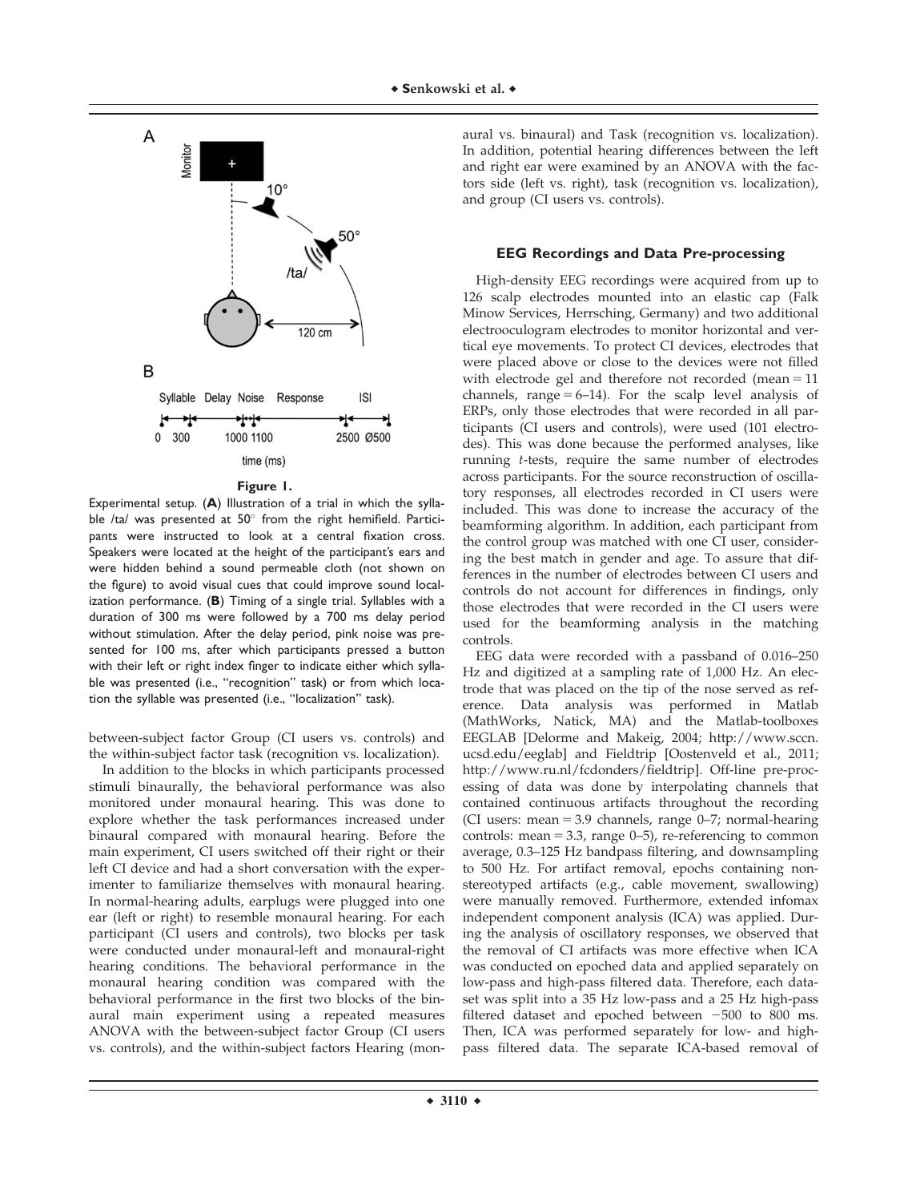Figure 1.

Experimental setup. (**A**) Illustration of a trial in which the syllable /ta/ was presented at 50° from the right hemifield. Participants were instructed to look at a central fixation cross. Speakers were located at the height of the participant's ears and were hidden behind a sound permeable cloth (not shown on the figure) to avoid visual cues that could improve sound localization performance. (**B**) Timing of a single trial. Syllables with a duration of 300 ms were followed by a 700 ms delay period without stimulation. After the delay period, pink noise was presented for 100 ms, after which participants pressed a button with their left or right index finger to indicate either which syllable was presented (i.e., "recognition" task) or from which location the syllable was presented (i.e., "localization" task).

between-subject factor Group (CI users vs. controls) and the within-subject factor task (recognition vs. localization).

In addition to the blocks in which participants processed stimuli binaurally, the behavioral performance was also monitored under monaural hearing. This was done to explore whether the task performances increased under binaural compared with monaural hearing. Before the main experiment, CI users switched off their right or their left CI device and had a short conversation with the experimenter to familiarize themselves with monaural hearing. In normal-hearing adults, earplugs were plugged into one ear (left or right) to resemble monaural hearing. For each participant (CI users and controls), two blocks per task were conducted under monaural-left and monaural-right hearing conditions. The behavioral performance in the monaural hearing condition was compared with the behavioral performance in the first two blocks of the binaural main experiment using a repeated measures ANOVA with the between-subject factor Group (CI users vs. controls), and the within-subject factors Hearing (monaural vs. binaural) and Task (recognition vs. localization). In addition, potential hearing differences between the left and right ear were examined by an ANOVA with the factors side (left vs. right), task (recognition vs. localization), and group (CI users vs. controls).

### EEG Recordings and Data Pre-processing

High-density EEG recordings were acquired from up to 126 scalp electrodes mounted into an elastic cap (Falk Minow Services, Herrsching, Germany) and two additional electrooculogram electrodes to monitor horizontal and vertical eye movements. To protect CI devices, electrodes that were placed above or close to the devices were not filled with electrode gel and therefore not recorded (mean = 11 channels, range = 6–14). For the scalp level analysis of ERPs, only those electrodes that were recorded in all participants (CI users and controls), were used (101 electrodes). This was done because the performed analyses, like running *t*-tests, require the same number of electrodes across participants. For the source reconstruction of oscillatory responses, all electrodes recorded in CI users were included. This was done to increase the accuracy of the beamforming algorithm. In addition, each participant from the control group was matched with one CI user, considering the best match in gender and age. To assure that differences in the number of electrodes between CI users and controls do not account for differences in findings, only those electrodes that were recorded in the CI users were used for the beamforming analysis in the matching controls.

EEG data were recorded with a passband of 0.016–250 Hz and digitized at a sampling rate of 1,000 Hz. An electrode that was placed on the tip of the nose served as reference. Data analysis was performed in Matlab (MathWorks, Natick, MA) and the Matlab-toolboxes EEGLAB [Delorme and Makeig, 2004; http://www.sccn.ucsd.edu/eeglab] and Fieldtrip [Oostenveld et al., 2011; http://www.ru.nl/fcdonders/fieldtrip]. Off-line pre-processing of data was done by interpolating channels that contained continuous artifacts throughout the recording (CI users: mean = 3.9 channels, range 0–7; normal-hearing controls: mean = 3.3, range 0–5), re-referencing to common average, 0.3–125 Hz bandpass filtering, and downsampling to 500 Hz. For artifact removal, epochs containing non-stereotyped artifacts (e.g., cable movement, swallowing) were manually removed. Furthermore, extended infomax independent component analysis (ICA) was applied. During the analysis of oscillatory responses, we observed that the removal of CI artifacts was more effective when ICA was conducted on epoched data and applied separately on low-pass and high-pass filtered data. Therefore, each dataset was split into a 35 Hz low-pass and a 25 Hz high-pass filtered dataset and epoched between −500 to 800 ms. Then, ICA was performed separately for low- and high-pass filtered data. The separate ICA-based removal of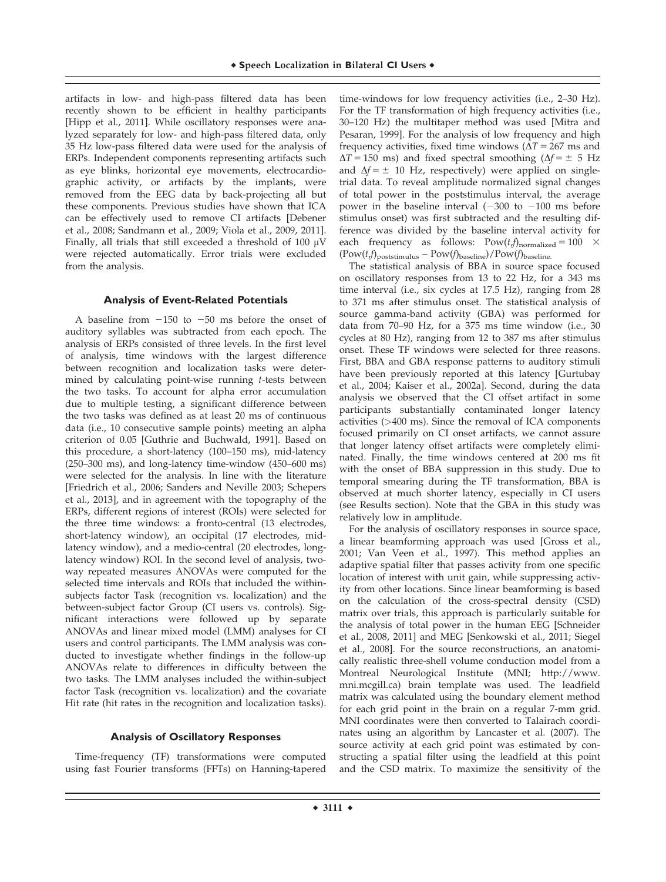artifacts in low- and high-pass filtered data has been recently shown to be efficient in healthy participants [Hipp et al., 2011]. While oscillatory responses were analyzed separately for low- and high-pass filtered data, only 35 Hz low-pass filtered data were used for the analysis of ERPs. Independent components representing artifacts such as eye blinks, horizontal eye movements, electrocardiographic activity, or artifacts by the implants, were removed from the EEG data by back-projecting all but these components. Previous studies have shown that ICA can be effectively used to remove CI artifacts [Debener et al., 2008; Sandmann et al., 2009; Viola et al., 2009, 2011]. Finally, all trials that still exceeded a threshold of 100 μV were rejected automatically. Error trials were excluded from the analysis.

### Analysis of Event-Related Potentials

A baseline from −150 to −50 ms before the onset of auditory syllables was subtracted from each epoch. The analysis of ERPs consisted of three levels. In the first level of analysis, time windows with the largest difference between recognition and localization tasks were determined by calculating point-wise running *t*-tests between the two tasks. To account for alpha error accumulation due to multiple testing, a significant difference between the two tasks was defined as at least 20 ms of continuous data (i.e., 10 consecutive sample points) meeting an alpha criterion of 0.05 [Guthrie and Buchwald, 1991]. Based on this procedure, a short-latency (100–150 ms), mid-latency (250–300 ms), and long-latency time-window (450–600 ms) were selected for the analysis. In line with the literature [Friedrich et al., 2006; Sanders and Neville 2003; Schepers et al., 2013], and in agreement with the topography of the ERPs, different regions of interest (ROIs) were selected for the three time windows: a fronto-central (13 electrodes, short-latency window), an occipital (17 electrodes, mid-latency window), and a medio-central (20 electrodes, long-latency window) ROI. In the second level of analysis, two-way repeated measures ANOVAs were computed for the selected time intervals and ROIs that included the within-subjects factor Task (recognition vs. localization) and the between-subject factor Group (CI users vs. controls). Significant interactions were followed up by separate ANOVAs and linear mixed model (LMM) analyses for CI users and control participants. The LMM analysis was conducted to investigate whether findings in the follow-up ANOVAs relate to differences in difficulty between the two tasks. The LMM analyses included the within-subject factor Task (recognition vs. localization) and the covariate Hit rate (hit rates in the recognition and localization tasks).

### Analysis of Oscillatory Responses

Time-frequency (TF) transformations were computed using fast Fourier transforms (FFTs) on Hanning-tapered time-windows for low frequency activities (i.e., 2–30 Hz). For the TF transformation of high frequency activities (i.e., 30–120 Hz) the multitaper method was used [Mitra and Pesaran, 1999]. For the analysis of low frequency and high frequency activities, fixed time windows ($\Delta T = 267$ ms and $\Delta T = 150$ ms) and fixed spectral smoothing ($\Delta f = \pm\ 5$ Hz and $\Delta f = \pm\ 10$ Hz, respectively) were applied on single-trial data. To reveal amplitude normalized signal changes of total power in the poststimulus interval, the average power in the baseline interval (−300 to −100 ms before stimulus onset) was first subtracted and the resulting difference was divided by the baseline interval activity for each frequency as follows: $\mathrm{Pow}(t,f)_{\mathrm{normalized}} = 100 \times (\mathrm{Pow}(t,f)_{\mathrm{poststimulus}} - \mathrm{Pow}(f)_{\mathrm{baseline}})/\mathrm{Pow}(f)_{\mathrm{baseline}}$.

The statistical analysis of BBA in source space focused on oscillatory responses from 13 to 22 Hz, for a 343 ms time interval (i.e., six cycles at 17.5 Hz), ranging from 28 to 371 ms after stimulus onset. The statistical analysis of source gamma-band activity (GBA) was performed for data from 70–90 Hz, for a 375 ms time window (i.e., 30 cycles at 80 Hz), ranging from 12 to 387 ms after stimulus onset. These TF windows were selected for three reasons. First, BBA and GBA response patterns to auditory stimuli have been previously reported at this latency [Gurtubay et al., 2004; Kaiser et al., 2002a]. Second, during the data analysis we observed that the CI offset artifact in some participants substantially contaminated longer latency activities (>400 ms). Since the removal of ICA components focused primarily on CI onset artifacts, we cannot assure that longer latency offset artifacts were completely eliminated. Finally, the time windows centered at 200 ms fit with the onset of BBA suppression in this study. Due to temporal smearing during the TF transformation, BBA is observed at much shorter latency, especially in CI users (see Results section). Note that the GBA in this study was relatively low in amplitude.

For the analysis of oscillatory responses in source space, a linear beamforming approach was used [Gross et al., 2001; Van Veen et al., 1997]. This method applies an adaptive spatial filter that passes activity from one specific location of interest with unit gain, while suppressing activity from other locations. Since linear beamforming is based on the calculation of the cross-spectral density (CSD) matrix over trials, this approach is particularly suitable for the analysis of total power in the human EEG [Schneider et al., 2008, 2011] and MEG [Senkowski et al., 2011; Siegel et al., 2008]. For the source reconstructions, an anatomically realistic three-shell volume conduction model from a Montreal Neurological Institute (MNI; http://www.mni.mcgill.ca) brain template was used. The leadfield matrix was calculated using the boundary element method for each grid point in the brain on a regular 7-mm grid. MNI coordinates were then converted to Talairach coordinates using an algorithm by Lancaster et al. (2007). The source activity at each grid point was estimated by constructing a spatial filter using the leadfield at this point and the CSD matrix. To maximize the sensitivity of the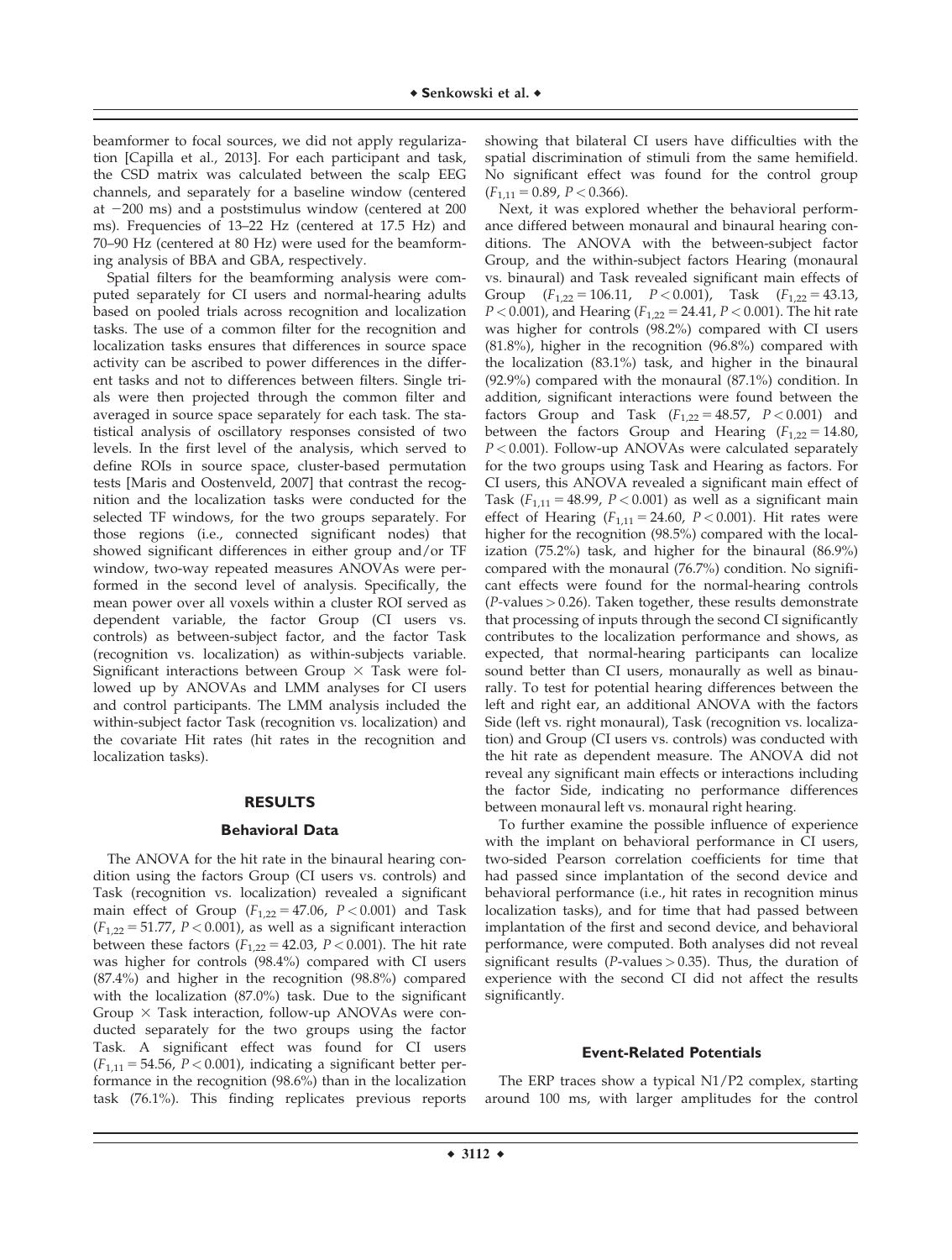beamformer to focal sources, we did not apply regularization [Capilla et al., 2013]. For each participant and task, the CSD matrix was calculated between the scalp EEG channels, and separately for a baseline window (centered at −200 ms) and a poststimulus window (centered at 200 ms). Frequencies of 13–22 Hz (centered at 17.5 Hz) and 70–90 Hz (centered at 80 Hz) were used for the beamforming analysis of BBA and GBA, respectively.

Spatial filters for the beamforming analysis were computed separately for CI users and normal-hearing adults based on pooled trials across recognition and localization tasks. The use of a common filter for the recognition and localization tasks ensures that differences in source space activity can be ascribed to power differences in the different tasks and not to differences between filters. Single trials were then projected through the common filter and averaged in source space separately for each task. The statistical analysis of oscillatory responses consisted of two levels. In the first level of the analysis, which served to define ROIs in source space, cluster-based permutation tests [Maris and Oostenveld, 2007] that contrast the recognition and the localization tasks were conducted for the selected TF windows, for the two groups separately. For those regions (i.e., connected significant nodes) that showed significant differences in either group and/or TF window, two-way repeated measures ANOVAs were performed in the second level of analysis. Specifically, the mean power over all voxels within a cluster ROI served as dependent variable, the factor Group (CI users vs. controls) as between-subject factor, and the factor Task (recognition vs. localization) as within-subjects variable. Significant interactions between Group × Task were followed up by ANOVAs and LMM analyses for CI users and control participants. The LMM analysis included the within-subject factor Task (recognition vs. localization) and the covariate Hit rates (hit rates in the recognition and localization tasks).

## RESULTS

### Behavioral Data

The ANOVA for the hit rate in the binaural hearing condition using the factors Group (CI users vs. controls) and Task (recognition vs. localization) revealed a significant main effect of Group ($F_{1,22} = 47.06$, $P < 0.001$) and Task ($F_{1,22} = 51.77$, $P < 0.001$), as well as a significant interaction between these factors ($F_{1,22} = 42.03$, $P < 0.001$). The hit rate was higher for controls (98.4%) compared with CI users (87.4%) and higher in the recognition (98.8%) compared with the localization (87.0%) task. Due to the significant Group × Task interaction, follow-up ANOVAs were conducted separately for the two groups using the factor Task. A significant effect was found for CI users ($F_{1,11} = 54.56$, $P < 0.001$), indicating a significant better performance in the recognition (98.6%) than in the localization task (76.1%). This finding replicates previous reports showing that bilateral CI users have difficulties with the spatial discrimination of stimuli from the same hemifield. No significant effect was found for the control group ($F_{1,11} = 0.89$, $P < 0.366$).

Next, it was explored whether the behavioral performance differed between monaural and binaural hearing conditions. The ANOVA with the between-subject factor Group, and the within-subject factors Hearing (monaural vs. binaural) and Task revealed significant main effects of Group ($F_{1,22} = 106.11$, $P < 0.001$), Task ($F_{1,22} = 43.13$, $P < 0.001$), and Hearing ($F_{1,22} = 24.41$, $P < 0.001$). The hit rate was higher for controls (98.2%) compared with CI users (81.8%), higher in the recognition (96.8%) compared with the localization (83.1%) task, and higher in the binaural (92.9%) compared with the monaural (87.1%) condition. In addition, significant interactions were found between the factors Group and Task ($F_{1,22} = 48.57$, $P < 0.001$) and between the factors Group and Hearing ($F_{1,22} = 14.80$, $P < 0.001$). Follow-up ANOVAs were calculated separately for the two groups using Task and Hearing as factors. For CI users, this ANOVA revealed a significant main effect of Task ($F_{1,11} = 48.99$, $P < 0.001$) as well as a significant main effect of Hearing ($F_{1,11} = 24.60$, $P < 0.001$). Hit rates were higher for the recognition (98.5%) compared with the localization (75.2%) task, and higher for the binaural (86.9%) compared with the monaural (76.7%) condition. No significant effects were found for the normal-hearing controls ($P$-values > 0.26). Taken together, these results demonstrate that processing of inputs through the second CI significantly contributes to the localization performance and shows, as expected, that normal-hearing participants can localize sound better than CI users, monaurally as well as binaurally. To test for potential hearing differences between the left and right ear, an additional ANOVA with the factors Side (left vs. right monaural), Task (recognition vs. localization) and Group (CI users vs. controls) was conducted with the hit rate as dependent measure. The ANOVA did not reveal any significant main effects or interactions including the factor Side, indicating no performance differences between monaural left vs. monaural right hearing.

To further examine the possible influence of experience with the implant on behavioral performance in CI users, two-sided Pearson correlation coefficients for time that had passed since implantation of the second device and behavioral performance (i.e., hit rates in recognition minus localization tasks), and for time that had passed between implantation of the first and second device, and behavioral performance, were computed. Both analyses did not reveal significant results ($P$-values > 0.35). Thus, the duration of experience with the second CI did not affect the results significantly.

### Event-Related Potentials

The ERP traces show a typical N1/P2 complex, starting around 100 ms, with larger amplitudes for the control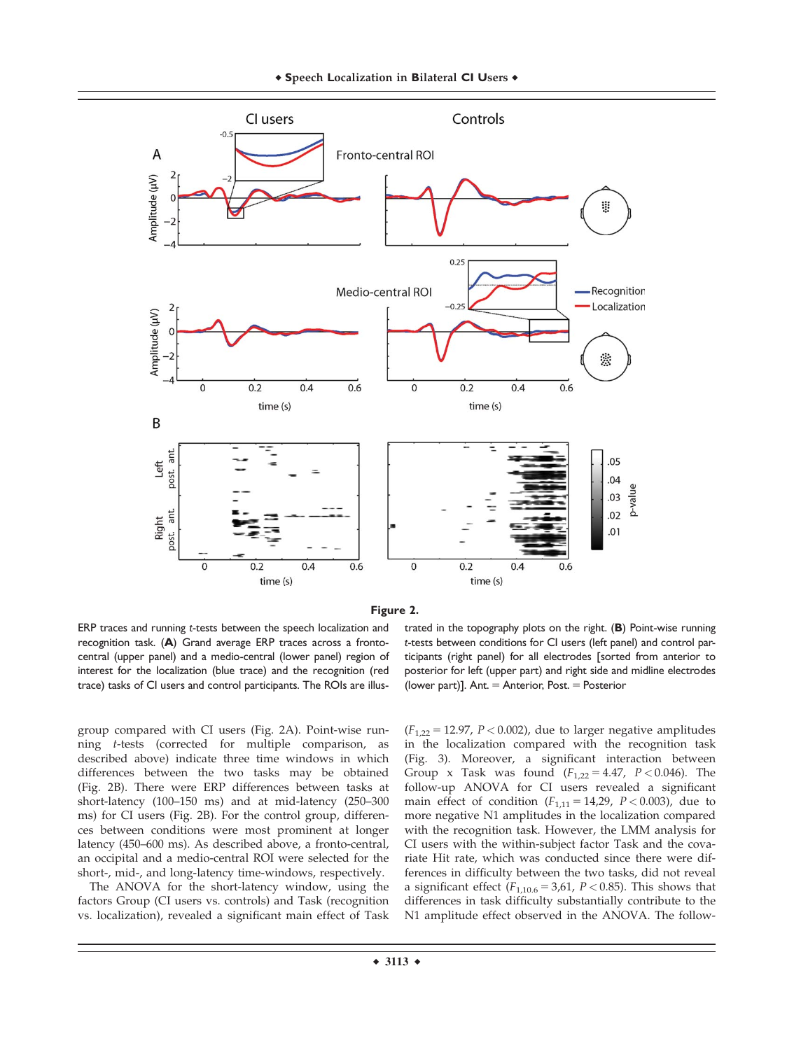**Figure 2.**

ERP traces and running *t*-tests between the speech localization and recognition task. (**A**) Grand average ERP traces across a fronto-central (upper panel) and a medio-central (lower panel) region of interest for the localization (blue trace) and the recognition (red trace) tasks of CI users and control participants. The ROIs are illustrated in the topography plots on the right. (**B**) Point-wise running *t*-tests between conditions for CI users (left panel) and control participants (right panel) for all electrodes [sorted from anterior to posterior for left (upper part) and right side and midline electrodes (lower part)]. Ant. = Anterior, Post. = Posterior

group compared with CI users (Fig. 2A). Point-wise running *t*-tests (corrected for multiple comparison, as described above) indicate three time windows in which differences between the two tasks may be obtained (Fig. 2B). There were ERP differences between tasks at short-latency (100–150 ms) and at mid-latency (250–300 ms) for CI users (Fig. 2B). For the control group, differences between conditions were most prominent at longer latency (450–600 ms). As described above, a fronto-central, an occipital and a medio-central ROI were selected for the short-, mid-, and long-latency time-windows, respectively.

The ANOVA for the short-latency window, using the factors Group (CI users vs. controls) and Task (recognition vs. localization), revealed a significant main effect of Task ($F_{1,22} = 12.97$, $P < 0.002$), due to larger negative amplitudes in the localization compared with the recognition task (Fig. 3). Moreover, a significant interaction between Group x Task was found ($F_{1,22} = 4.47$, $P < 0.046$). The follow-up ANOVA for CI users revealed a significant main effect of condition ($F_{1,11} = 14{,}29$, $P < 0.003$), due to more negative N1 amplitudes in the localization compared with the recognition task. However, the LMM analysis for CI users with the within-subject factor Task and the covariate Hit rate, which was conducted since there were differences in difficulty between the two tasks, did not reveal a significant effect ($F_{1,10.6} = 3{,}61$, $P < 0.85$). This shows that differences in task difficulty substantially contribute to the N1 amplitude effect observed in the ANOVA. The follow-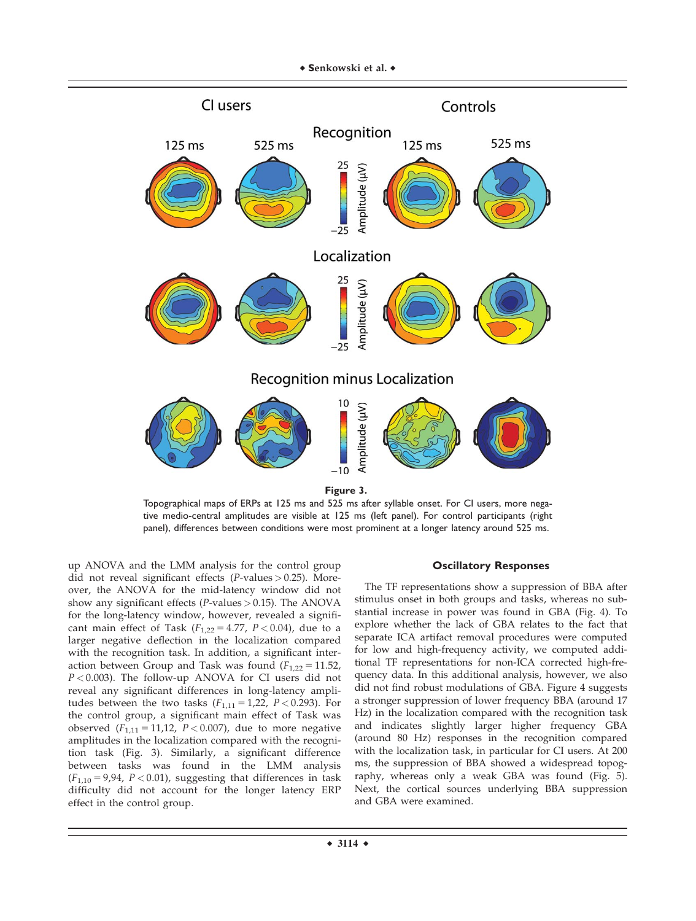Figure 3.

Topographical maps of ERPs at 125 ms and 525 ms after syllable onset. For CI users, more negative medio-central amplitudes are visible at 125 ms (left panel). For control participants (right panel), differences between conditions were most prominent at a longer latency around 525 ms.

up ANOVA and the LMM analysis for the control group did not reveal significant effects ($P$-values > 0.25). Moreover, the ANOVA for the mid-latency window did not show any significant effects ($P$-values > 0.15). The ANOVA for the long-latency window, however, revealed a significant main effect of Task ($F_{1,22} = 4.77$, $P < 0.04$), due to a larger negative deflection in the localization compared with the recognition task. In addition, a significant interaction between Group and Task was found ($F_{1,22} = 11.52$, $P < 0.003$). The follow-up ANOVA for CI users did not reveal any significant differences in long-latency amplitudes between the two tasks ($F_{1,11} = 1{,}22$, $P < 0.293$). For the control group, a significant main effect of Task was observed ($F_{1,11} = 11{,}12$, $P < 0.007$), due to more negative amplitudes in the localization compared with the recognition task (Fig. 3). Similarly, a significant difference between tasks was found in the LMM analysis ($F_{1,10} = 9{,}94$, $P < 0.01$), suggesting that differences in task difficulty did not account for the longer latency ERP effect in the control group.

### Oscillatory Responses

The TF representations show a suppression of BBA after stimulus onset in both groups and tasks, whereas no substantial increase in power was found in GBA (Fig. 4). To explore whether the lack of GBA relates to the fact that separate ICA artifact removal procedures were computed for low and high-frequency activity, we computed additional TF representations for non-ICA corrected high-frequency data. In this additional analysis, however, we also did not find robust modulations of GBA. Figure 4 suggests a stronger suppression of lower frequency BBA (around 17 Hz) in the localization compared with the recognition task and indicates slightly larger higher frequency GBA (around 80 Hz) responses in the recognition compared with the localization task, in particular for CI users. At 200 ms, the suppression of BBA showed a widespread topography, whereas only a weak GBA was found (Fig. 5). Next, the cortical sources underlying BBA suppression and GBA were examined.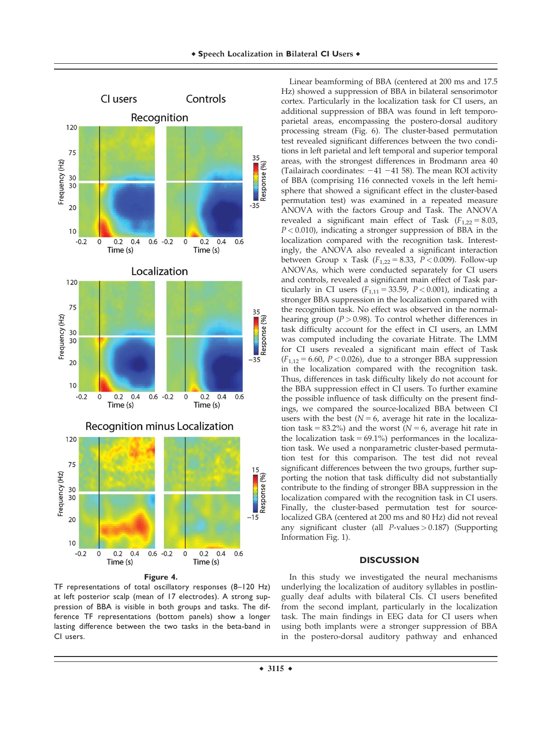Figure 4.

TF representations of total oscillatory responses (8–120 Hz) at left posterior scalp (mean of 17 electrodes). A strong suppression of BBA is visible in both groups and tasks. The difference TF representations (bottom panels) show a longer lasting difference between the two tasks in the beta-band in CI users.

Linear beamforming of BBA (centered at 200 ms and 17.5 Hz) showed a suppression of BBA in bilateral sensorimotor cortex. Particularly in the localization task for CI users, an additional suppression of BBA was found in left temporo-parietal areas, encompassing the postero-dorsal auditory processing stream (Fig. 6). The cluster-based permutation test revealed significant differences between the two conditions in left parietal and left temporal and superior temporal areas, with the strongest differences in Brodmann area 40 (Tailairach coordinates: −41 −41 58). The mean ROI activity of BBA (comprising 116 connected voxels in the left hemisphere that showed a significant effect in the cluster-based permutation test) was examined in a repeated measure ANOVA with the factors Group and Task. The ANOVA revealed a significant main effect of Task ($F_{1,22} = 8.03$, $P < 0.010$), indicating a stronger suppression of BBA in the localization compared with the recognition task. Interestingly, the ANOVA also revealed a significant interaction between Group x Task ($F_{1,22} = 8.33$, $P < 0.009$). Follow-up ANOVAs, which were conducted separately for CI users and controls, revealed a significant main effect of Task particularly in CI users ($F_{1,11} = 33.59$, $P < 0.001$), indicating a stronger BBA suppression in the localization compared with the recognition task. No effect was observed in the normal-hearing group ($P > 0.98$). To control whether differences in task difficulty account for the effect in CI users, an LMM was computed including the covariate Hitrate. The LMM for CI users revealed a significant main effect of Task ($F_{1,12} = 6.60$, $P < 0.026$), due to a stronger BBA suppression in the localization compared with the recognition task. Thus, differences in task difficulty likely do not account for the BBA suppression effect in CI users. To further examine the possible influence of task difficulty on the present findings, we compared the source-localized BBA between CI users with the best ($N = 6$, average hit rate in the localization task = 83.2%) and the worst ($N = 6$, average hit rate in the localization task = 69.1%) performances in the localization task. We used a nonparametric cluster-based permutation test for this comparison. The test did not reveal significant differences between the two groups, further supporting the notion that task difficulty did not substantially contribute to the finding of stronger BBA suppression in the localization compared with the recognition task in CI users. Finally, the cluster-based permutation test for source-localized GBA (centered at 200 ms and 80 Hz) did not reveal any significant cluster (all $P$-values $> 0.187$) (Supporting Information Fig. 1).

## DISCUSSION

In this study we investigated the neural mechanisms underlying the localization of auditory syllables in postlingually deaf adults with bilateral CIs. CI users benefited from the second implant, particularly in the localization task. The main findings in EEG data for CI users when using both implants were a stronger suppression of BBA in the postero-dorsal auditory pathway and enhanced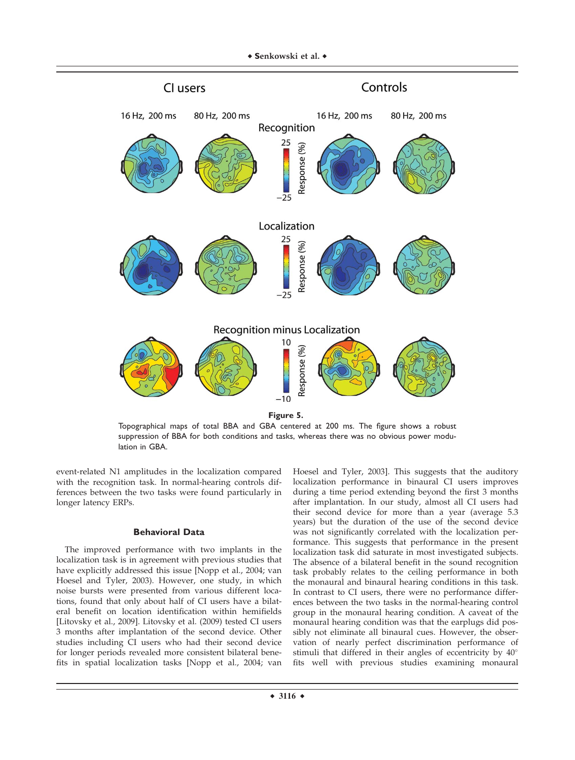**Figure 5.**

Topographical maps of total BBA and GBA centered at 200 ms. The figure shows a robust suppression of BBA for both conditions and tasks, whereas there was no obvious power modulation in GBA.

event-related N1 amplitudes in the localization compared with the recognition task. In normal-hearing controls differences between the two tasks were found particularly in longer latency ERPs.

### Behavioral Data

The improved performance with two implants in the localization task is in agreement with previous studies that have explicitly addressed this issue [Nopp et al., 2004; van Hoesel and Tyler, 2003). However, one study, in which noise bursts were presented from various different locations, found that only about half of CI users have a bilateral benefit on location identification within hemifields [Litovsky et al., 2009]. Litovsky et al. (2009) tested CI users 3 months after implantation of the second device. Other studies including CI users who had their second device for longer periods revealed more consistent bilateral benefits in spatial localization tasks [Nopp et al., 2004; van Hoesel and Tyler, 2003]. This suggests that the auditory localization performance in binaural CI users improves during a time period extending beyond the first 3 months after implantation. In our study, almost all CI users had their second device for more than a year (average 5.3 years) but the duration of the use of the second device was not significantly correlated with the localization performance. This suggests that performance in the present localization task did saturate in most investigated subjects. The absence of a bilateral benefit in the sound recognition task probably relates to the ceiling performance in both the monaural and binaural hearing conditions in this task. In contrast to CI users, there were no performance differences between the two tasks in the normal-hearing control group in the monaural hearing condition. A caveat of the monaural hearing condition was that the earplugs did possibly not eliminate all binaural cues. However, the observation of nearly perfect discrimination performance of stimuli that differed in their angles of eccentricity by 40° fits well with previous studies examining monaural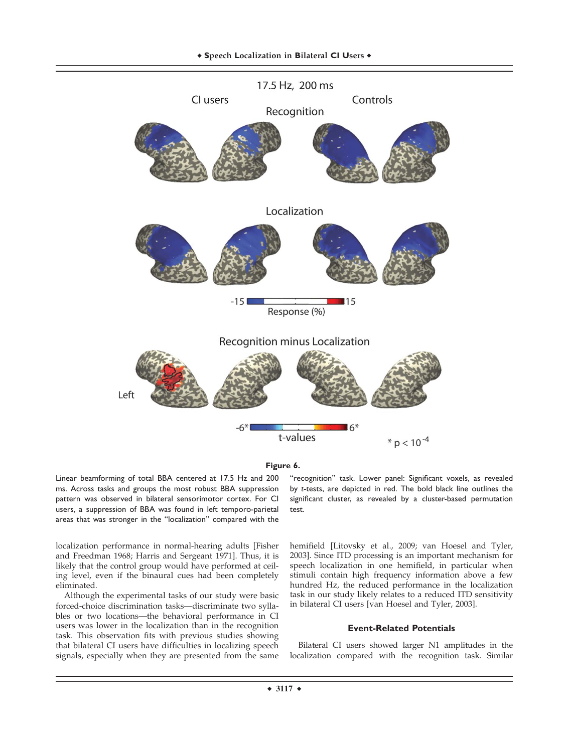**Figure 6.**

Linear beamforming of total BBA centered at 17.5 Hz and 200 ms. Across tasks and groups the most robust BBA suppression pattern was observed in bilateral sensorimotor cortex. For CI users, a suppression of BBA was found in left temporo-parietal areas that was stronger in the "localization" compared with the "recognition" task. Lower panel: Significant voxels, as revealed by *t*-tests, are depicted in red. The bold black line outlines the significant cluster, as revealed by a cluster-based permutation test.

localization performance in normal-hearing adults [Fisher and Freedman 1968; Harris and Sergeant 1971]. Thus, it is likely that the control group would have performed at ceiling level, even if the binaural cues had been completely eliminated.

Although the experimental tasks of our study were basic forced-choice discrimination tasks—discriminate two syllables or two locations—the behavioral performance in CI users was lower in the localization than in the recognition task. This observation fits with previous studies showing that bilateral CI users have difficulties in localizing speech signals, especially when they are presented from the same hemifield [Litovsky et al., 2009; van Hoesel and Tyler, 2003]. Since ITD processing is an important mechanism for speech localization in one hemifield, in particular when stimuli contain high frequency information above a few hundred Hz, the reduced performance in the localization task in our study likely relates to a reduced ITD sensitivity in bilateral CI users [van Hoesel and Tyler, 2003].

### Event-Related Potentials

Bilateral CI users showed larger N1 amplitudes in the localization compared with the recognition task. Similar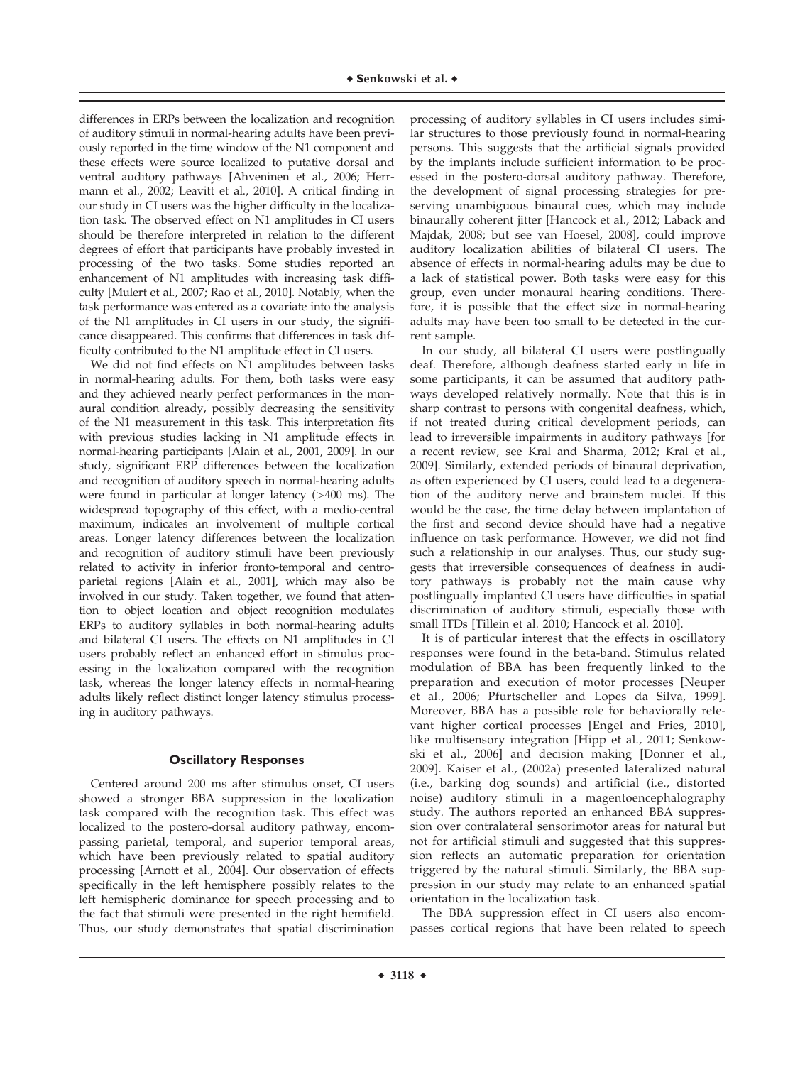differences in ERPs between the localization and recognition of auditory stimuli in normal-hearing adults have been previously reported in the time window of the N1 component and these effects were source localized to putative dorsal and ventral auditory pathways [Ahveninen et al., 2006; Herrmann et al., 2002; Leavitt et al., 2010]. A critical finding in our study in CI users was the higher difficulty in the localization task. The observed effect on N1 amplitudes in CI users should be therefore interpreted in relation to the different degrees of effort that participants have probably invested in processing of the two tasks. Some studies reported an enhancement of N1 amplitudes with increasing task difficulty [Mulert et al., 2007; Rao et al., 2010]. Notably, when the task performance was entered as a covariate into the analysis of the N1 amplitudes in CI users in our study, the significance disappeared. This confirms that differences in task difficulty contributed to the N1 amplitude effect in CI users.

We did not find effects on N1 amplitudes between tasks in normal-hearing adults. For them, both tasks were easy and they achieved nearly perfect performances in the monaural condition already, possibly decreasing the sensitivity of the N1 measurement in this task. This interpretation fits with previous studies lacking in N1 amplitude effects in normal-hearing participants [Alain et al., 2001, 2009]. In our study, significant ERP differences between the localization and recognition of auditory speech in normal-hearing adults were found in particular at longer latency (>400 ms). The widespread topography of this effect, with a medio-central maximum, indicates an involvement of multiple cortical areas. Longer latency differences between the localization and recognition of auditory stimuli have been previously related to activity in inferior fronto-temporal and centroparietal regions [Alain et al., 2001], which may also be involved in our study. Taken together, we found that attention to object location and object recognition modulates ERPs to auditory syllables in both normal-hearing adults and bilateral CI users. The effects on N1 amplitudes in CI users probably reflect an enhanced effort in stimulus processing in the localization compared with the recognition task, whereas the longer latency effects in normal-hearing adults likely reflect distinct longer latency stimulus processing in auditory pathways.

### Oscillatory Responses

Centered around 200 ms after stimulus onset, CI users showed a stronger BBA suppression in the localization task compared with the recognition task. This effect was localized to the postero-dorsal auditory pathway, encompassing parietal, temporal, and superior temporal areas, which have been previously related to spatial auditory processing [Arnott et al., 2004]. Our observation of effects specifically in the left hemisphere possibly relates to the left hemispheric dominance for speech processing and to the fact that stimuli were presented in the right hemifield. Thus, our study demonstrates that spatial discrimination processing of auditory syllables in CI users includes similar structures to those previously found in normal-hearing persons. This suggests that the artificial signals provided by the implants include sufficient information to be processed in the postero-dorsal auditory pathway. Therefore, the development of signal processing strategies for preserving unambiguous binaural cues, which may include binaurally coherent jitter [Hancock et al., 2012; Laback and Majdak, 2008; but see van Hoesel, 2008], could improve auditory localization abilities of bilateral CI users. The absence of effects in normal-hearing adults may be due to a lack of statistical power. Both tasks were easy for this group, even under monaural hearing conditions. Therefore, it is possible that the effect size in normal-hearing adults may have been too small to be detected in the current sample.

In our study, all bilateral CI users were postlingually deaf. Therefore, although deafness started early in life in some participants, it can be assumed that auditory pathways developed relatively normally. Note that this is in sharp contrast to persons with congenital deafness, which, if not treated during critical development periods, can lead to irreversible impairments in auditory pathways [for a recent review, see Kral and Sharma, 2012; Kral et al., 2009]. Similarly, extended periods of binaural deprivation, as often experienced by CI users, could lead to a degeneration of the auditory nerve and brainstem nuclei. If this would be the case, the time delay between implantation of the first and second device should have had a negative influence on task performance. However, we did not find such a relationship in our analyses. Thus, our study suggests that irreversible consequences of deafness in auditory pathways is probably not the main cause why postlingually implanted CI users have difficulties in spatial discrimination of auditory stimuli, especially those with small ITDs [Tillein et al. 2010; Hancock et al. 2010].

It is of particular interest that the effects in oscillatory responses were found in the beta-band. Stimulus related modulation of BBA has been frequently linked to the preparation and execution of motor processes [Neuper et al., 2006; Pfurtscheller and Lopes da Silva, 1999]. Moreover, BBA has a possible role for behaviorally relevant higher cortical processes [Engel and Fries, 2010], like multisensory integration [Hipp et al., 2011; Senkowski et al., 2006] and decision making [Donner et al., 2009]. Kaiser et al., (2002a) presented lateralized natural (i.e., barking dog sounds) and artificial (i.e., distorted noise) auditory stimuli in a magentoencephalography study. The authors reported an enhanced BBA suppression over contralateral sensorimotor areas for natural but not for artificial stimuli and suggested that this suppression reflects an automatic preparation for orientation triggered by the natural stimuli. Similarly, the BBA suppression in our study may relate to an enhanced spatial orientation in the localization task.

The BBA suppression effect in CI users also encompasses cortical regions that have been related to speech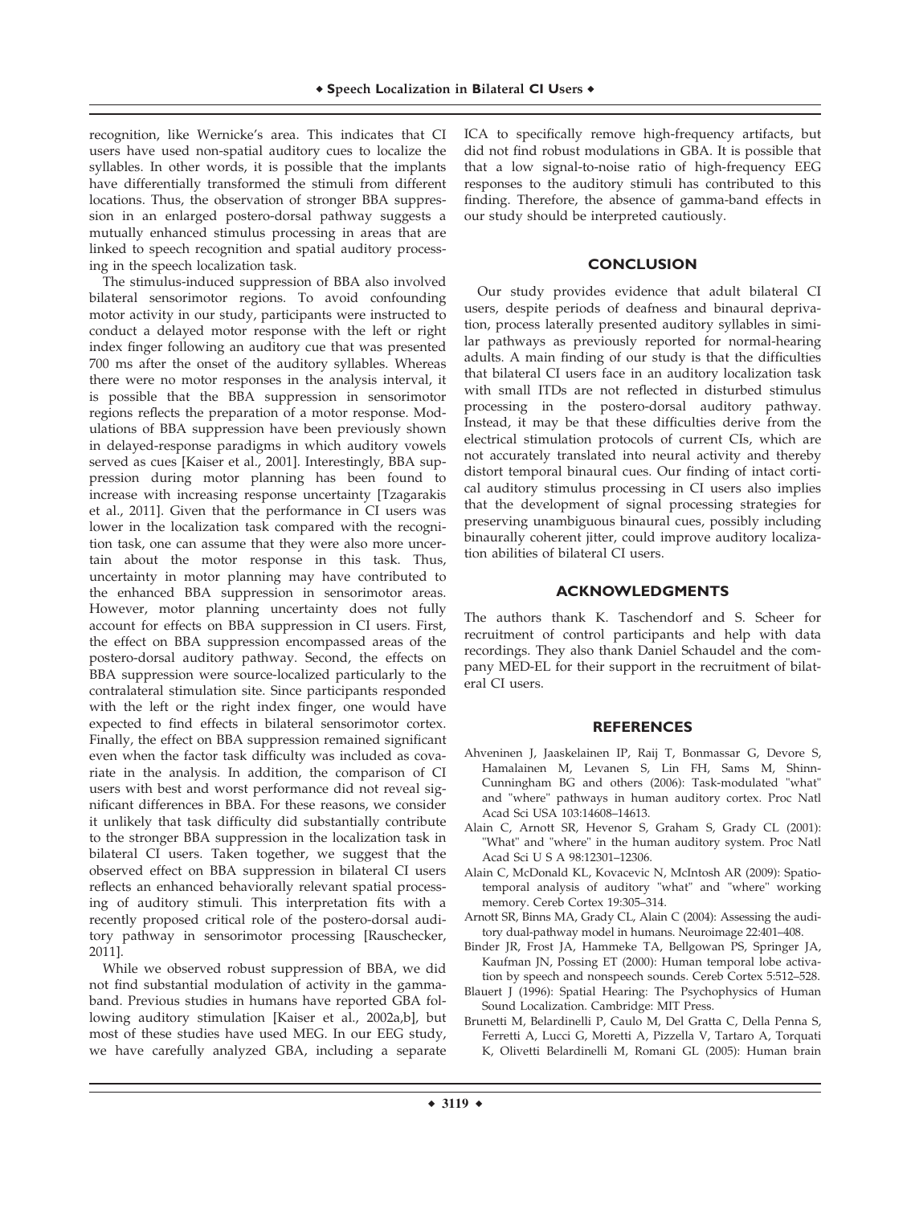recognition, like Wernicke's area. This indicates that CI users have used non-spatial auditory cues to localize the syllables. In other words, it is possible that the implants have differentially transformed the stimuli from different locations. Thus, the observation of stronger BBA suppression in an enlarged postero-dorsal pathway suggests a mutually enhanced stimulus processing in areas that are linked to speech recognition and spatial auditory processing in the speech localization task.

The stimulus-induced suppression of BBA also involved bilateral sensorimotor regions. To avoid confounding motor activity in our study, participants were instructed to conduct a delayed motor response with the left or right index finger following an auditory cue that was presented 700 ms after the onset of the auditory syllables. Whereas there were no motor responses in the analysis interval, it is possible that the BBA suppression in sensorimotor regions reflects the preparation of a motor response. Modulations of BBA suppression have been previously shown in delayed-response paradigms in which auditory vowels served as cues [Kaiser et al., 2001]. Interestingly, BBA suppression during motor planning has been found to increase with increasing response uncertainty [Tzagarakis et al., 2011]. Given that the performance in CI users was lower in the localization task compared with the recognition task, one can assume that they were also more uncertain about the motor response in this task. Thus, uncertainty in motor planning may have contributed to the enhanced BBA suppression in sensorimotor areas. However, motor planning uncertainty does not fully account for effects on BBA suppression in CI users. First, the effect on BBA suppression encompassed areas of the postero-dorsal auditory pathway. Second, the effects on BBA suppression were source-localized particularly to the contralateral stimulation site. Since participants responded with the left or the right index finger, one would have expected to find effects in bilateral sensorimotor cortex. Finally, the effect on BBA suppression remained significant even when the factor task difficulty was included as covariate in the analysis. In addition, the comparison of CI users with best and worst performance did not reveal significant differences in BBA. For these reasons, we consider it unlikely that task difficulty did substantially contribute to the stronger BBA suppression in the localization task in bilateral CI users. Taken together, we suggest that the observed effect on BBA suppression in bilateral CI users reflects an enhanced behaviorally relevant spatial processing of auditory stimuli. This interpretation fits with a recently proposed critical role of the postero-dorsal auditory pathway in sensorimotor processing [Rauschecker, 2011].

While we observed robust suppression of BBA, we did not find substantial modulation of activity in the gamma-band. Previous studies in humans have reported GBA following auditory stimulation [Kaiser et al., 2002a,b], but most of these studies have used MEG. In our EEG study, we have carefully analyzed GBA, including a separate ICA to specifically remove high-frequency artifacts, but did not find robust modulations in GBA. It is possible that that a low signal-to-noise ratio of high-frequency EEG responses to the auditory stimuli has contributed to this finding. Therefore, the absence of gamma-band effects in our study should be interpreted cautiously.

## CONCLUSION

Our study provides evidence that adult bilateral CI users, despite periods of deafness and binaural deprivation, process laterally presented auditory syllables in similar pathways as previously reported for normal-hearing adults. A main finding of our study is that the difficulties that bilateral CI users face in an auditory localization task with small ITDs are not reflected in disturbed stimulus processing in the postero-dorsal auditory pathway. Instead, it may be that these difficulties derive from the electrical stimulation protocols of current CIs, which are not accurately translated into neural activity and thereby distort temporal binaural cues. Our finding of intact cortical auditory stimulus processing in CI users also implies that the development of signal processing strategies for preserving unambiguous binaural cues, possibly including binaurally coherent jitter, could improve auditory localization abilities of bilateral CI users.

## ACKNOWLEDGMENTS

The authors thank K. Taschendorf and S. Scheer for recruitment of control participants and help with data recordings. They also thank Daniel Schaudel and the company MED-EL for their support in the recruitment of bilateral CI users.

## REFERENCES

Ahveninen J, Jaaskelainen IP, Raij T, Bonmassar G, Devore S, Hamalainen M, Levanen S, Lin FH, Sams M, Shinn-Cunningham BG and others (2006): Task-modulated "what" and "where" pathways in human auditory cortex. Proc Natl Acad Sci USA 103:14608–14613.

Alain C, Arnott SR, Hevenor S, Graham S, Grady CL (2001): "What" and "where" in the human auditory system. Proc Natl Acad Sci U S A 98:12301–12306.

Alain C, McDonald KL, Kovacevic N, McIntosh AR (2009): Spatiotemporal analysis of auditory "what" and "where" working memory. Cereb Cortex 19:305–314.

Arnott SR, Binns MA, Grady CL, Alain C (2004): Assessing the auditory dual-pathway model in humans. Neuroimage 22:401–408.

Binder JR, Frost JA, Hammeke TA, Bellgowan PS, Springer JA, Kaufman JN, Possing ET (2000): Human temporal lobe activation by speech and nonspeech sounds. Cereb Cortex 5:512–528.

Blauert J (1996): Spatial Hearing: The Psychophysics of Human Sound Localization. Cambridge: MIT Press.

Brunetti M, Belardinelli P, Caulo M, Del Gratta C, Della Penna S, Ferretti A, Lucci G, Moretti A, Pizzella V, Tartaro A, Torquati K, Olivetti Belardinelli M, Romani GL (2005): Human brain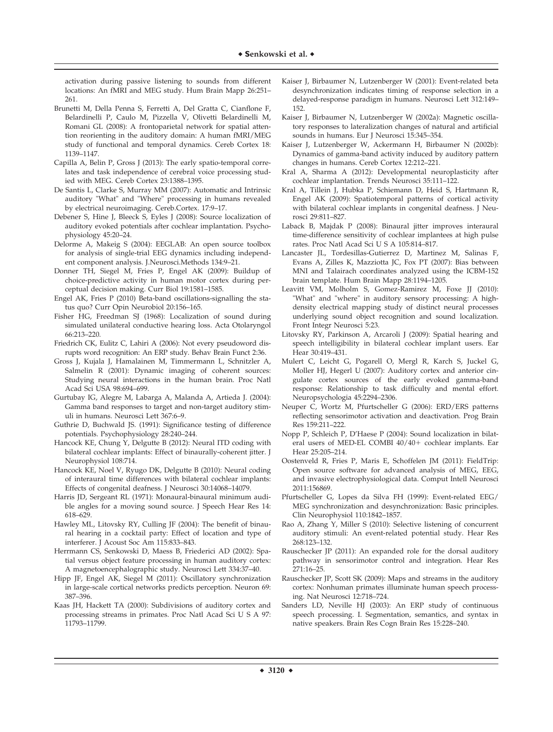activation during passive listening to sounds from different locations: An fMRI and MEG study. Hum Brain Mapp 26:251–261.

Brunetti M, Della Penna S, Ferretti A, Del Gratta C, Cianflone F, Belardinelli P, Caulo M, Pizzella V, Olivetti Belardinelli M, Romani GL (2008): A frontoparietal network for spatial attention reorienting in the auditory domain: A human fMRI/MEG study of functional and temporal dynamics. Cereb Cortex 18: 1139–1147.

Capilla A, Belin P, Gross J (2013): The early spatio-temporal correlates and task independence of cerebral voice processing studied with MEG. Cereb Cortex 23:1388–1395.

De Santis L, Clarke S, Murray MM (2007): Automatic and Intrinsic auditory "What" and "Where" processing in humans revealed by electrical neuroimaging. Cereb.Cortex. 17:9–17.

Debener S, Hine J, Bleeck S, Eyles J (2008): Source localization of auditory evoked potentials after cochlear implantation. Psychophysiology 45:20–24.

Delorme A, Makeig S (2004): EEGLAB: An open source toolbox for analysis of single-trial EEG dynamics including independent component analysis. J.Neurosci.Methods 134:9–21.

Donner TH, Siegel M, Fries P, Engel AK (2009): Buildup of choice-predictive activity in human motor cortex during perceptual decision making. Curr Biol 19:1581–1585.

Engel AK, Fries P (2010) Beta-band oscillations-signalling the status quo? Curr Opin Neurobiol 20:156–165.

Fisher HG, Freedman SJ (1968): Localization of sound during simulated unilateral conductive hearing loss. Acta Otolaryngol 66:213–220.

Friedrich CK, Eulitz C, Lahiri A (2006): Not every pseudoword disrupts word recognition: An ERP study. Behav Brain Funct 2:36.

Gross J, Kujala J, Hamalainen M, Timmermann L, Schnitzler A, Salmelin R (2001): Dynamic imaging of coherent sources: Studying neural interactions in the human brain. Proc Natl Acad Sci USA 98:694–699.

Gurtubay IG, Alegre M, Labarga A, Malanda A, Artieda J. (2004): Gamma band responses to target and non-target auditory stimuli in humans. Neurosci Lett 367:6–9.

Guthrie D, Buchwald JS. (1991): Significance testing of difference potentials. Psychophysiology 28:240–244.

Hancock KE, Chung Y, Delgutte B (2012): Neural ITD coding with bilateral cochlear implants: Effect of binaurally-coherent jitter. J Neurophysiol 108:714.

Hancock KE, Noel V, Ryugo DK, Delgutte B (2010): Neural coding of interaural time differences with bilateral cochlear implants: Effects of congenital deafness. J Neurosci 30:14068–14079.

Harris JD, Sergeant RL (1971): Monaural-binaural minimum audible angles for a moving sound source. J Speech Hear Res 14: 618–629.

Hawley ML, Litovsky RY, Culling JF (2004): The benefit of binaural hearing in a cocktail party: Effect of location and type of interferer. J Acoust Soc Am 115:833–843.

Herrmann CS, Senkowski D, Maess B, Friederici AD (2002): Spatial versus object feature processing in human auditory cortex: A magnetoencephalographic study. Neurosci Lett 334:37–40.

Hipp JF, Engel AK, Siegel M (2011): Oscillatory synchronization in large-scale cortical networks predicts perception. Neuron 69: 387–396.

Kaas JH, Hackett TA (2000): Subdivisions of auditory cortex and processing streams in primates. Proc Natl Acad Sci U S A 97: 11793–11799.

Kaiser J, Birbaumer N, Lutzenberger W (2001): Event-related beta desynchronization indicates timing of response selection in a delayed-response paradigm in humans. Neurosci Lett 312:149–152.

Kaiser J, Birbaumer N, Lutzenberger W (2002a): Magnetic oscillatory responses to lateralization changes of natural and artificial sounds in humans. Eur J Neurosci 15:345–354.

Kaiser J, Lutzenberger W, Ackermann H, Birbaumer N (2002b): Dynamics of gamma-band activity induced by auditory pattern changes in humans. Cereb Cortex 12:212–221.

Kral A, Sharma A (2012): Developmental neuroplasticity after cochlear implantation. Trends Neurosci 35:111–122.

Kral A, Tillein J, Hubka P, Schiemann D, Heid S, Hartmann R, Engel AK (2009): Spatiotemporal patterns of cortical activity with bilateral cochlear implants in congenital deafness. J Neurosci 29:811–827.

Laback B, Majdak P (2008): Binaural jitter improves interaural time-difference sensitivity of cochlear implantees at high pulse rates. Proc Natl Acad Sci U S A 105:814–817.

Lancaster JL, Tordesillas-Gutierrez D, Martinez M, Salinas F, Evans A, Zilles K, Mazziotta JC, Fox PT (2007): Bias between MNI and Talairach coordinates analyzed using the ICBM-152 brain template. Hum Brain Mapp 28:1194–1205.

Leavitt VM, Molholm S, Gomez-Ramirez M, Foxe JJ (2010): "What" and "where" in auditory sensory processing: A high-density electrical mapping study of distinct neural processes underlying sound object recognition and sound localization. Front Integr Neurosci 5:23.

Litovsky RY, Parkinson A, Arcaroli J (2009): Spatial hearing and speech intelligibility in bilateral cochlear implant users. Ear Hear 30:419–431.

Mulert C, Leicht G, Pogarell O, Mergl R, Karch S, Juckel G, Moller HJ, Hegerl U (2007): Auditory cortex and anterior cingulate cortex sources of the early evoked gamma-band response: Relationship to task difficulty and mental effort. Neuropsychologia 45:2294–2306.

Neuper C, Wortz M, Pfurtscheller G (2006): ERD/ERS patterns reflecting sensorimotor activation and deactivation. Prog Brain Res 159:211–222.

Nopp P, Schleich P, D'Haese P (2004): Sound localization in bilateral users of MED-EL COMBI 40/40+ cochlear implants. Ear Hear 25:205–214.

Oostenveld R, Fries P, Maris E, Schoffelen JM (2011): FieldTrip: Open source software for advanced analysis of MEG, EEG, and invasive electrophysiological data. Comput Intell Neurosci 2011:156869.

Pfurtscheller G, Lopes da Silva FH (1999): Event-related EEG/MEG synchronization and desynchronization: Basic principles. Clin Neurophysiol 110:1842–1857.

Rao A, Zhang Y, Miller S (2010): Selective listening of concurrent auditory stimuli: An event-related potential study. Hear Res 268:123–132.

Rauschecker JP (2011): An expanded role for the dorsal auditory pathway in sensorimotor control and integration. Hear Res 271:16–25.

Rauschecker JP, Scott SK (2009): Maps and streams in the auditory cortex: Nonhuman primates illuminate human speech processing. Nat Neurosci 12:718–724.

Sanders LD, Neville HJ (2003): An ERP study of continuous speech processing. I. Segmentation, semantics, and syntax in native speakers. Brain Res Cogn Brain Res 15:228–240.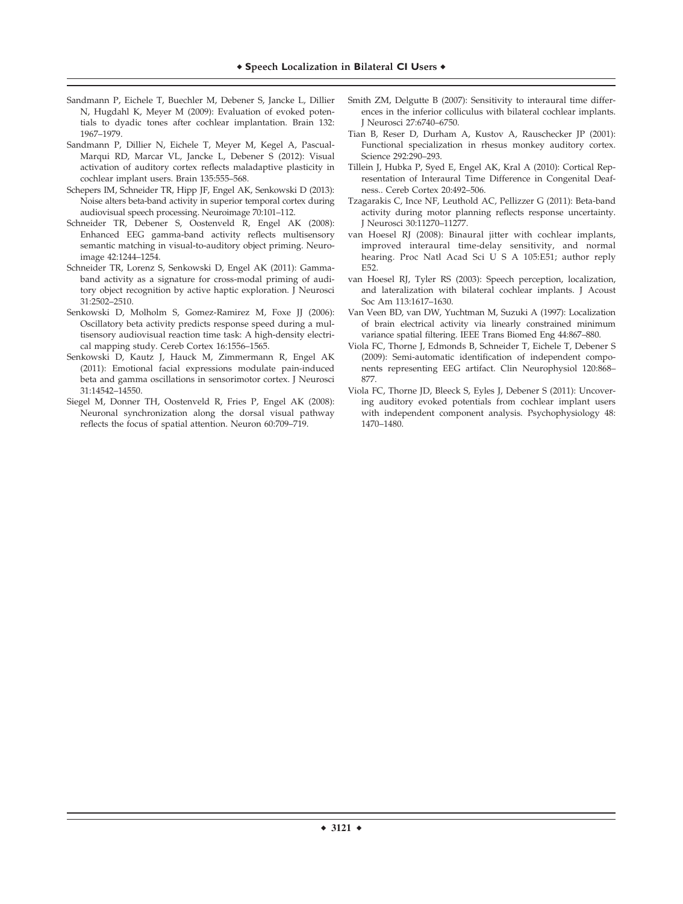Sandmann P, Eichele T, Buechler M, Debener S, Jancke L, Dillier N, Hugdahl K, Meyer M (2009): Evaluation of evoked potentials to dyadic tones after cochlear implantation. Brain 132: 1967–1979.

Sandmann P, Dillier N, Eichele T, Meyer M, Kegel A, Pascual-Marqui RD, Marcar VL, Jancke L, Debener S (2012): Visual activation of auditory cortex reflects maladaptive plasticity in cochlear implant users. Brain 135:555–568.

Schepers IM, Schneider TR, Hipp JF, Engel AK, Senkowski D (2013): Noise alters beta-band activity in superior temporal cortex during audiovisual speech processing. Neuroimage 70:101–112.

Schneider TR, Debener S, Oostenveld R, Engel AK (2008): Enhanced EEG gamma-band activity reflects multisensory semantic matching in visual-to-auditory object priming. Neuroimage 42:1244–1254.

Schneider TR, Lorenz S, Senkowski D, Engel AK (2011): Gamma-band activity as a signature for cross-modal priming of auditory object recognition by active haptic exploration. J Neurosci 31:2502–2510.

Senkowski D, Molholm S, Gomez-Ramirez M, Foxe JJ (2006): Oscillatory beta activity predicts response speed during a multisensory audiovisual reaction time task: A high-density electrical mapping study. Cereb Cortex 16:1556–1565.

Senkowski D, Kautz J, Hauck M, Zimmermann R, Engel AK (2011): Emotional facial expressions modulate pain-induced beta and gamma oscillations in sensorimotor cortex. J Neurosci 31:14542–14550.

Siegel M, Donner TH, Oostenveld R, Fries P, Engel AK (2008): Neuronal synchronization along the dorsal visual pathway reflects the focus of spatial attention. Neuron 60:709–719.

Smith ZM, Delgutte B (2007): Sensitivity to interaural time differences in the inferior colliculus with bilateral cochlear implants. J Neurosci 27:6740–6750.

Tian B, Reser D, Durham A, Kustov A, Rauschecker JP (2001): Functional specialization in rhesus monkey auditory cortex. Science 292:290–293.

Tillein J, Hubka P, Syed E, Engel AK, Kral A (2010): Cortical Representation of Interaural Time Difference in Congenital Deafness.. Cereb Cortex 20:492–506.

Tzagarakis C, Ince NF, Leuthold AC, Pellizzer G (2011): Beta-band activity during motor planning reflects response uncertainty. J Neurosci 30:11270–11277.

van Hoesel RJ (2008): Binaural jitter with cochlear implants, improved interaural time-delay sensitivity, and normal hearing. Proc Natl Acad Sci U S A 105:E51; author reply E52.

van Hoesel RJ, Tyler RS (2003): Speech perception, localization, and lateralization with bilateral cochlear implants. J Acoust Soc Am 113:1617–1630.

Van Veen BD, van DW, Yuchtman M, Suzuki A (1997): Localization of brain electrical activity via linearly constrained minimum variance spatial filtering. IEEE Trans Biomed Eng 44:867–880.

Viola FC, Thorne J, Edmonds B, Schneider T, Eichele T, Debener S (2009): Semi-automatic identification of independent components representing EEG artifact. Clin Neurophysiol 120:868–877.

Viola FC, Thorne JD, Bleeck S, Eyles J, Debener S (2011): Uncovering auditory evoked potentials from cochlear implant users with independent component analysis. Psychophysiology 48: 1470–1480.